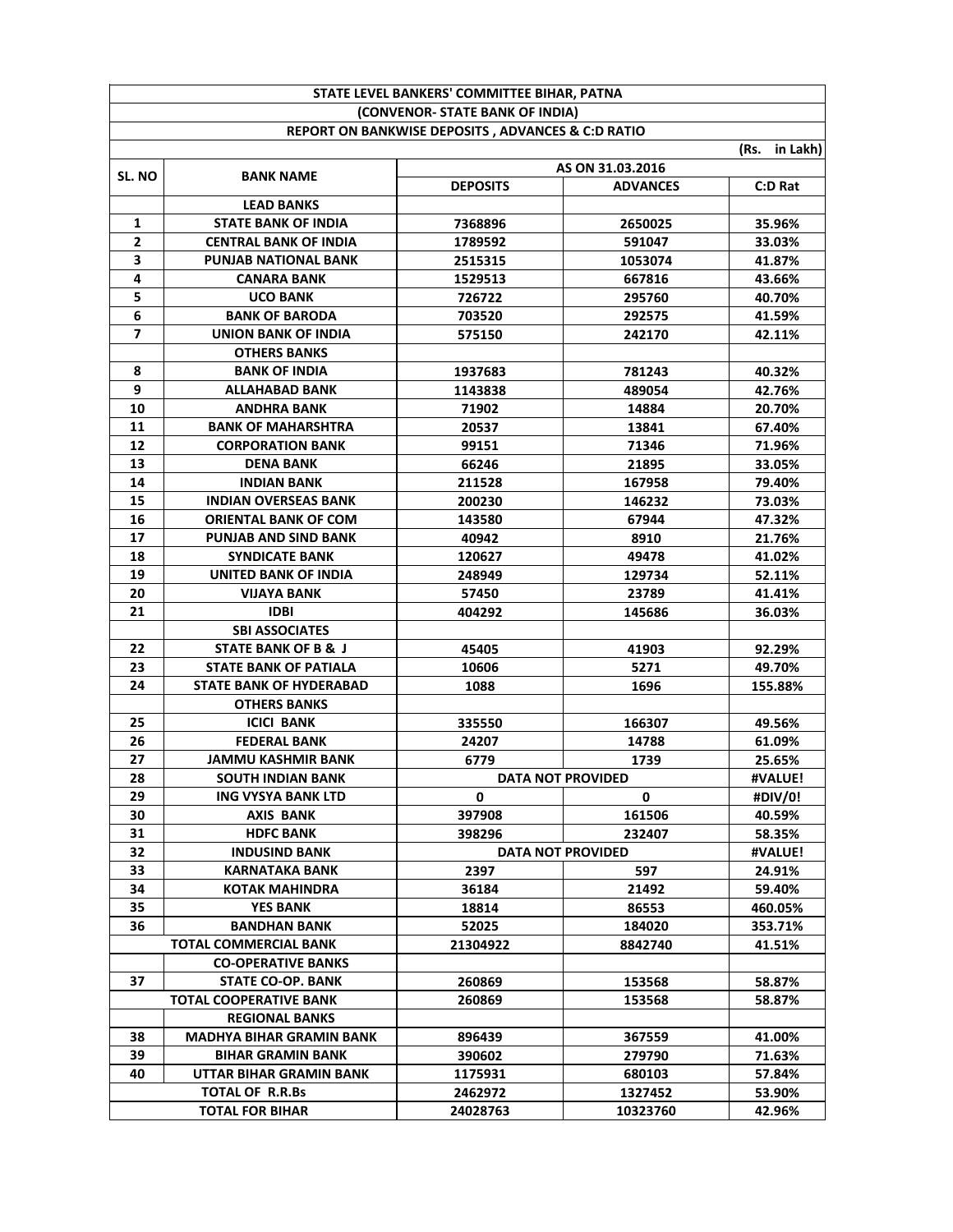# STATE LEVEL BANKERS' COMMITTEE BIHAR, PATNA

## (CONVENOR- STATE BANK OF INDIA)

### REPORT ON BANKWISE DEPOSITS , ADVANCES & C:D RATIO

(Rs. in Lakh)

| SL. NO | BANK NAME | AS ON 31.03.2016 | | |
|---|---|---|---|---|
| | | DEPOSITS | ADVANCES | C:D Rat |
| | LEAD BANKS | | | |
| 1 | STATE BANK OF INDIA | 7368896 | 2650025 | 35.96% |
| 2 | CENTRAL BANK OF INDIA | 1789592 | 591047 | 33.03% |
| 3 | PUNJAB NATIONAL BANK | 2515315 | 1053074 | 41.87% |
| 4 | CANARA BANK | 1529513 | 667816 | 43.66% |
| 5 | UCO BANK | 726722 | 295760 | 40.70% |
| 6 | BANK OF BARODA | 703520 | 292575 | 41.59% |
| 7 | UNION BANK OF INDIA | 575150 | 242170 | 42.11% |
| | OTHERS BANKS | | | |
| 8 | BANK OF INDIA | 1937683 | 781243 | 40.32% |
| 9 | ALLAHABAD BANK | 1143838 | 489054 | 42.76% |
| 10 | ANDHRA BANK | 71902 | 14884 | 20.70% |
| 11 | BANK OF MAHARSHTRA | 20537 | 13841 | 67.40% |
| 12 | CORPORATION BANK | 99151 | 71346 | 71.96% |
| 13 | DENA BANK | 66246 | 21895 | 33.05% |
| 14 | INDIAN BANK | 211528 | 167958 | 79.40% |
| 15 | INDIAN OVERSEAS BANK | 200230 | 146232 | 73.03% |
| 16 | ORIENTAL BANK OF COM | 143580 | 67944 | 47.32% |
| 17 | PUNJAB AND SIND BANK | 40942 | 8910 | 21.76% |
| 18 | SYNDICATE BANK | 120627 | 49478 | 41.02% |
| 19 | UNITED BANK OF INDIA | 248949 | 129734 | 52.11% |
| 20 | VIJAYA BANK | 57450 | 23789 | 41.41% |
| 21 | IDBI | 404292 | 145686 | 36.03% |
| | SBI ASSOCIATES | | | |
| 22 | STATE BANK OF B & J | 45405 | 41903 | 92.29% |
| 23 | STATE BANK OF PATIALA | 10606 | 5271 | 49.70% |
| 24 | STATE BANK OF HYDERABAD | 1088 | 1696 | 155.88% |
| | OTHERS BANKS | | | |
| 25 | ICICI BANK | 335550 | 166307 | 49.56% |
| 26 | FEDERAL BANK | 24207 | 14788 | 61.09% |
| 27 | JAMMU KASHMIR BANK | 6779 | 1739 | 25.65% |
| 28 | SOUTH INDIAN BANK | DATA NOT PROVIDED | | #VALUE! |
| 29 | ING VYSYA BANK LTD | 0 | 0 | #DIV/0! |
| 30 | AXIS BANK | 397908 | 161506 | 40.59% |
| 31 | HDFC BANK | 398296 | 232407 | 58.35% |
| 32 | INDUSIND BANK | DATA NOT PROVIDED | | #VALUE! |
| 33 | KARNATAKA BANK | 2397 | 597 | 24.91% |
| 34 | KOTAK MAHINDRA | 36184 | 21492 | 59.40% |
| 35 | YES BANK | 18814 | 86553 | 460.05% |
| 36 | BANDHAN BANK | 52025 | 184020 | 353.71% |
| | TOTAL COMMERCIAL BANK | 21304922 | 8842740 | 41.51% |
| | CO-OPERATIVE BANKS | | | |
| 37 | STATE CO-OP. BANK | 260869 | 153568 | 58.87% |
| | TOTAL COOPERATIVE BANK | 260869 | 153568 | 58.87% |
| | REGIONAL BANKS | | | |
| 38 | MADHYA BIHAR GRAMIN BANK | 896439 | 367559 | 41.00% |
| 39 | BIHAR GRAMIN BANK | 390602 | 279790 | 71.63% |
| 40 | UTTAR BIHAR GRAMIN BANK | 1175931 | 680103 | 57.84% |
| | TOTAL OF R.R.Bs | 2462972 | 1327452 | 53.90% |
| | TOTAL FOR BIHAR | 24028763 | 10323760 | 42.96% |